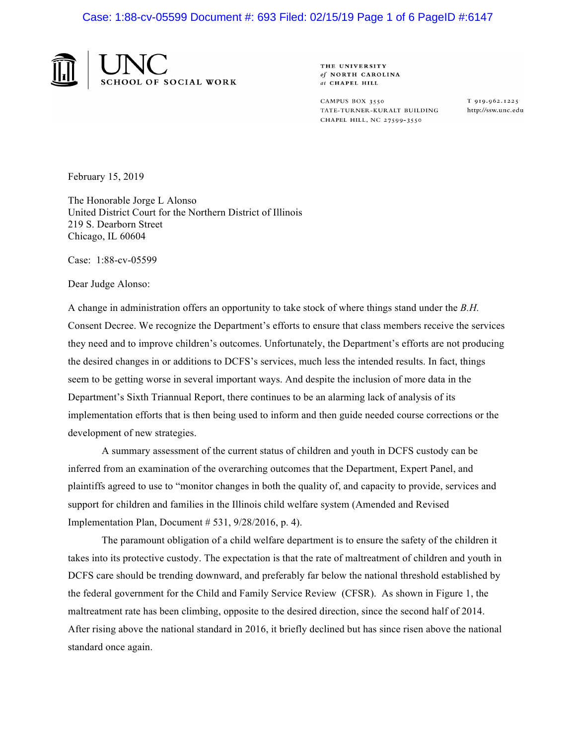UNC SCHOOL OF SOCIAL WORK

THE UNIVERSITY *of* NORTH CAROLINA *at* CHAPEL HILL

CAMPUS BOX 3550
TATE-TURNER-KURALT BUILDING
CHAPEL HILL, NC 27599-3550

T 919.962.1225
http://ssw.unc.edu

February 15, 2019

The Honorable Jorge L Alonso
United District Court for the Northern District of Illinois
219 S. Dearborn Street
Chicago, IL 60604

Case: 1:88-cv-05599

Dear Judge Alonso:

A change in administration offers an opportunity to take stock of where things stand under the *B.H.* Consent Decree. We recognize the Department's efforts to ensure that class members receive the services they need and to improve children's outcomes. Unfortunately, the Department's efforts are not producing the desired changes in or additions to DCFS's services, much less the intended results. In fact, things seem to be getting worse in several important ways. And despite the inclusion of more data in the Department's Sixth Triannual Report, there continues to be an alarming lack of analysis of its implementation efforts that is then being used to inform and then guide needed course corrections or the development of new strategies.

A summary assessment of the current status of children and youth in DCFS custody can be inferred from an examination of the overarching outcomes that the Department, Expert Panel, and plaintiffs agreed to use to "monitor changes in both the quality of, and capacity to provide, services and support for children and families in the Illinois child welfare system (Amended and Revised Implementation Plan, Document # 531, 9/28/2016, p. 4).

The paramount obligation of a child welfare department is to ensure the safety of the children it takes into its protective custody. The expectation is that the rate of maltreatment of children and youth in DCFS care should be trending downward, and preferably far below the national threshold established by the federal government for the Child and Family Service Review (CFSR). As shown in Figure 1, the maltreatment rate has been climbing, opposite to the desired direction, since the second half of 2014. After rising above the national standard in 2016, it briefly declined but has since risen above the national standard once again.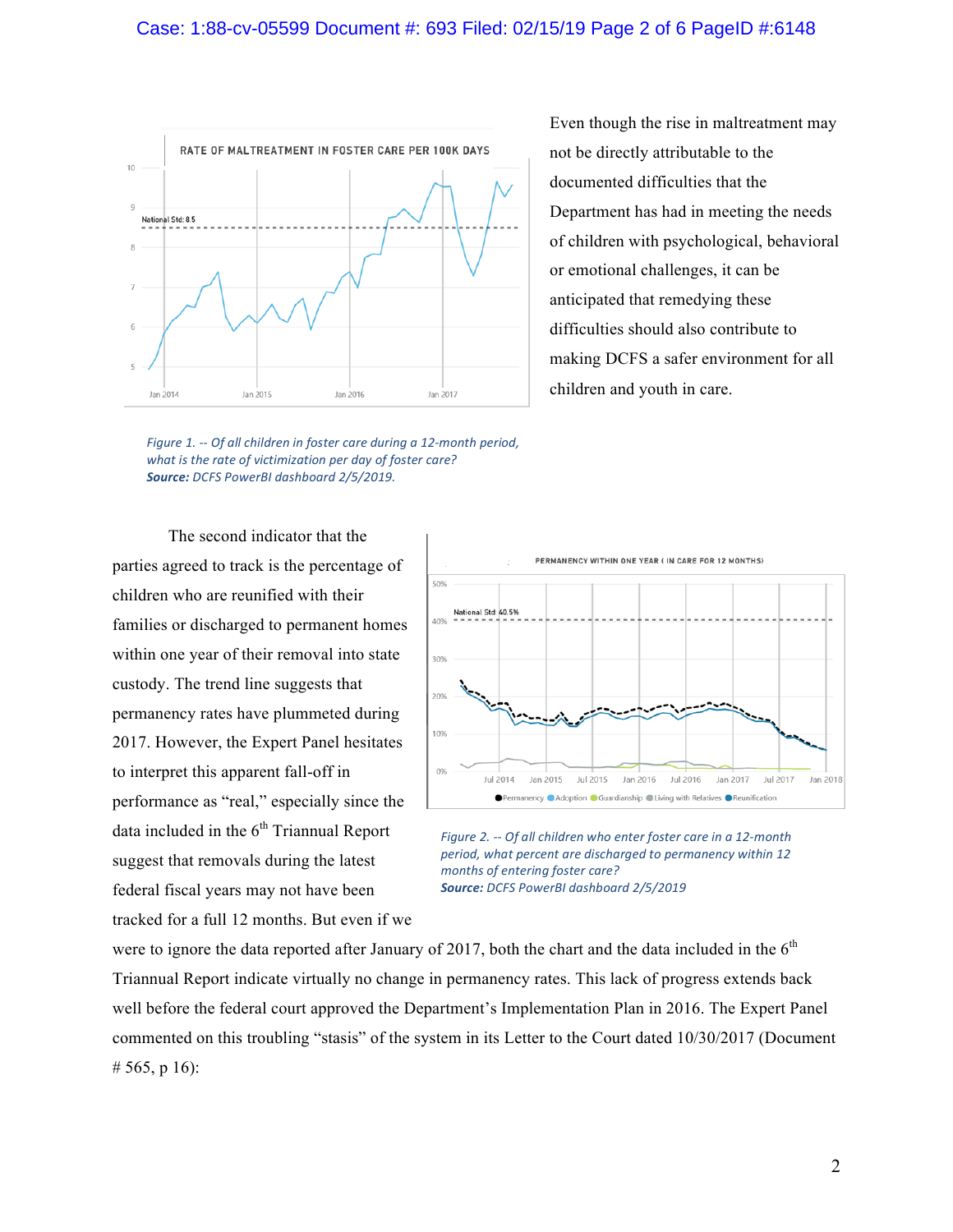Figure 1. -- *Of all children in foster care during a 12-month period, what is the rate of victimization per day of foster care?*
***Source:*** *DCFS PowerBI dashboard 2/5/2019.*

Even though the rise in maltreatment may not be directly attributable to the documented difficulties that the Department has had in meeting the needs of children with psychological, behavioral or emotional challenges, it can be anticipated that remedying these difficulties should also contribute to making DCFS a safer environment for all children and youth in care.

The second indicator that the parties agreed to track is the percentage of children who are reunified with their families or discharged to permanent homes within one year of their removal into state custody. The trend line suggests that permanency rates have plummeted during 2017. However, the Expert Panel hesitates to interpret this apparent fall-off in performance as "real," especially since the data included in the 6th Triannual Report suggest that removals during the latest federal fiscal years may not have been tracked for a full 12 months. But even if we were to ignore the data reported after January of 2017, both the chart and the data included in the 6th Triannual Report indicate virtually no change in permanency rates. This lack of progress extends back well before the federal court approved the Department's Implementation Plan in 2016. The Expert Panel commented on this troubling "stasis" of the system in its Letter to the Court dated 10/30/2017 (Document # 565, p 16):

*Figure 2. -- Of all children who enter foster care in a 12-month period, what percent are discharged to permanency within 12 months of entering foster care?*
***Source:*** *DCFS PowerBI dashboard 2/5/2019*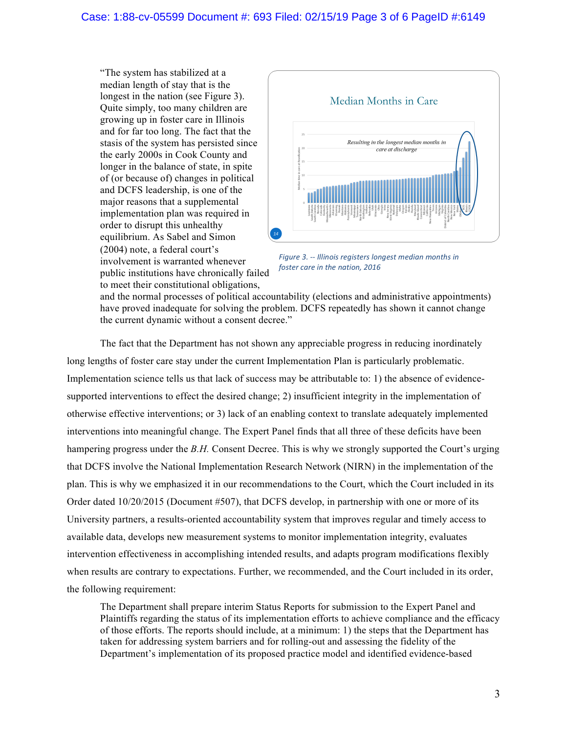"The system has stabilized at a median length of stay that is the longest in the nation (see Figure 3). Quite simply, too many children are growing up in foster care in Illinois and for far too long. The fact that the stasis of the system has persisted since the early 2000s in Cook County and longer in the balance of state, in spite of (or because of) changes in political and DCFS leadership, is one of the major reasons that a supplemental implementation plan was required in order to disrupt this unhealthy equilibrium. As Sabel and Simon (2004) note, a federal court's involvement is warranted whenever public institutions have chronically failed to meet their constitutional obligations, and the normal processes of political accountability (elections and administrative appointments) have proved inadequate for solving the problem. DCFS repeatedly has shown it cannot change the current dynamic without a consent decree."

*Figure 3. -- Illinois registers longest median months in foster care in the nation, 2016*

The fact that the Department has not shown any appreciable progress in reducing inordinately long lengths of foster care stay under the current Implementation Plan is particularly problematic. Implementation science tells us that lack of success may be attributable to: 1) the absence of evidence-supported interventions to effect the desired change; 2) insufficient integrity in the implementation of otherwise effective interventions; or 3) lack of an enabling context to translate adequately implemented interventions into meaningful change. The Expert Panel finds that all three of these deficits have been hampering progress under the *B.H.* Consent Decree. This is why we strongly supported the Court's urging that DCFS involve the National Implementation Research Network (NIRN) in the implementation of the plan. This is why we emphasized it in our recommendations to the Court, which the Court included in its Order dated 10/20/2015 (Document #507), that DCFS develop, in partnership with one or more of its University partners, a results-oriented accountability system that improves regular and timely access to available data, develops new measurement systems to monitor implementation integrity, evaluates intervention effectiveness in accomplishing intended results, and adapts program modifications flexibly when results are contrary to expectations. Further, we recommended, and the Court included in its order, the following requirement:

> The Department shall prepare interim Status Reports for submission to the Expert Panel and Plaintiffs regarding the status of its implementation efforts to achieve compliance and the efficacy of those efforts. The reports should include, at a minimum: 1) the steps that the Department has taken for addressing system barriers and for rolling-out and assessing the fidelity of the Department's implementation of its proposed practice model and identified evidence-based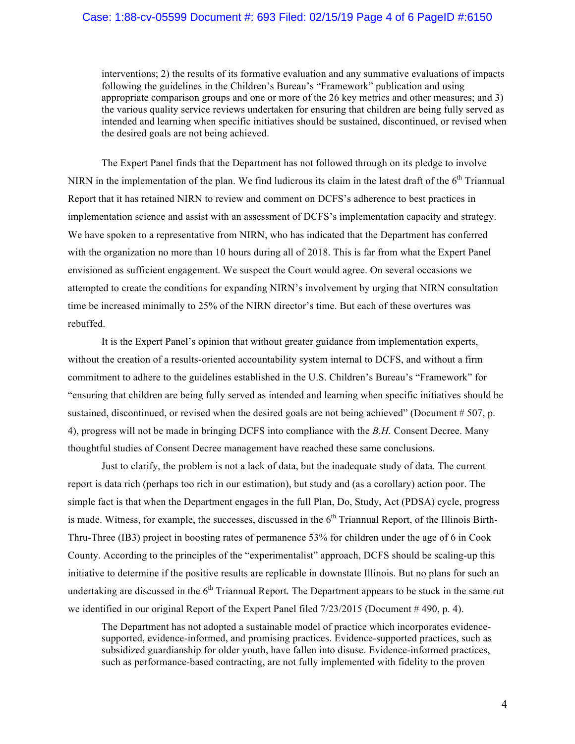> interventions; 2) the results of its formative evaluation and any summative evaluations of impacts following the guidelines in the Children's Bureau's "Framework" publication and using appropriate comparison groups and one or more of the 26 key metrics and other measures; and 3) the various quality service reviews undertaken for ensuring that children are being fully served as intended and learning when specific initiatives should be sustained, discontinued, or revised when the desired goals are not being achieved.

The Expert Panel finds that the Department has not followed through on its pledge to involve NIRN in the implementation of the plan. We find ludicrous its claim in the latest draft of the 6th Triannual Report that it has retained NIRN to review and comment on DCFS's adherence to best practices in implementation science and assist with an assessment of DCFS's implementation capacity and strategy. We have spoken to a representative from NIRN, who has indicated that the Department has conferred with the organization no more than 10 hours during all of 2018. This is far from what the Expert Panel envisioned as sufficient engagement. We suspect the Court would agree. On several occasions we attempted to create the conditions for expanding NIRN's involvement by urging that NIRN consultation time be increased minimally to 25% of the NIRN director's time. But each of these overtures was rebuffed.

It is the Expert Panel's opinion that without greater guidance from implementation experts, without the creation of a results-oriented accountability system internal to DCFS, and without a firm commitment to adhere to the guidelines established in the U.S. Children's Bureau's "Framework" for "ensuring that children are being fully served as intended and learning when specific initiatives should be sustained, discontinued, or revised when the desired goals are not being achieved" (Document # 507, p. 4), progress will not be made in bringing DCFS into compliance with the *B.H.* Consent Decree. Many thoughtful studies of Consent Decree management have reached these same conclusions.

Just to clarify, the problem is not a lack of data, but the inadequate study of data. The current report is data rich (perhaps too rich in our estimation), but study and (as a corollary) action poor. The simple fact is that when the Department engages in the full Plan, Do, Study, Act (PDSA) cycle, progress is made. Witness, for example, the successes, discussed in the 6th Triannual Report, of the Illinois Birth-Thru-Three (IB3) project in boosting rates of permanence 53% for children under the age of 6 in Cook County. According to the principles of the "experimentalist" approach, DCFS should be scaling-up this initiative to determine if the positive results are replicable in downstate Illinois. But no plans for such an undertaking are discussed in the 6th Triannual Report. The Department appears to be stuck in the same rut we identified in our original Report of the Expert Panel filed 7/23/2015 (Document # 490, p. 4).

> The Department has not adopted a sustainable model of practice which incorporates evidence-supported, evidence-informed, and promising practices. Evidence-supported practices, such as subsidized guardianship for older youth, have fallen into disuse. Evidence-informed practices, such as performance-based contracting, are not fully implemented with fidelity to the proven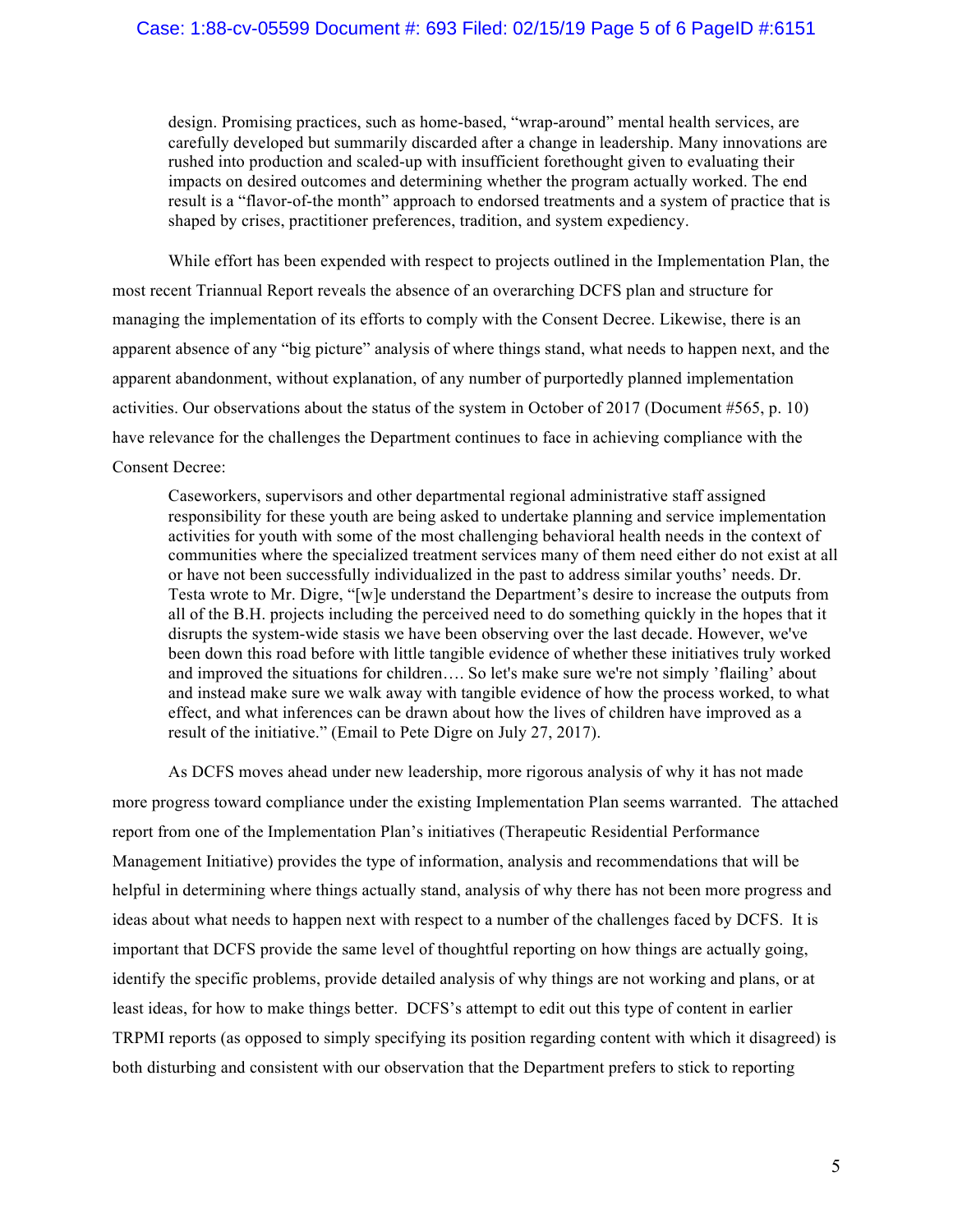design. Promising practices, such as home-based, "wrap-around" mental health services, are carefully developed but summarily discarded after a change in leadership. Many innovations are rushed into production and scaled-up with insufficient forethought given to evaluating their impacts on desired outcomes and determining whether the program actually worked. The end result is a "flavor-of-the month" approach to endorsed treatments and a system of practice that is shaped by crises, practitioner preferences, tradition, and system expediency.

While effort has been expended with respect to projects outlined in the Implementation Plan, the most recent Triannual Report reveals the absence of an overarching DCFS plan and structure for managing the implementation of its efforts to comply with the Consent Decree. Likewise, there is an apparent absence of any "big picture" analysis of where things stand, what needs to happen next, and the apparent abandonment, without explanation, of any number of purportedly planned implementation activities. Our observations about the status of the system in October of 2017 (Document #565, p. 10) have relevance for the challenges the Department continues to face in achieving compliance with the Consent Decree:

> Caseworkers, supervisors and other departmental regional administrative staff assigned responsibility for these youth are being asked to undertake planning and service implementation activities for youth with some of the most challenging behavioral health needs in the context of communities where the specialized treatment services many of them need either do not exist at all or have not been successfully individualized in the past to address similar youths' needs. Dr. Testa wrote to Mr. Digre, "[w]e understand the Department's desire to increase the outputs from all of the B.H. projects including the perceived need to do something quickly in the hopes that it disrupts the system-wide stasis we have been observing over the last decade. However, we've been down this road before with little tangible evidence of whether these initiatives truly worked and improved the situations for children…. So let's make sure we're not simply 'flailing' about and instead make sure we walk away with tangible evidence of how the process worked, to what effect, and what inferences can be drawn about how the lives of children have improved as a result of the initiative." (Email to Pete Digre on July 27, 2017).

As DCFS moves ahead under new leadership, more rigorous analysis of why it has not made more progress toward compliance under the existing Implementation Plan seems warranted. The attached report from one of the Implementation Plan's initiatives (Therapeutic Residential Performance Management Initiative) provides the type of information, analysis and recommendations that will be helpful in determining where things actually stand, analysis of why there has not been more progress and ideas about what needs to happen next with respect to a number of the challenges faced by DCFS. It is important that DCFS provide the same level of thoughtful reporting on how things are actually going, identify the specific problems, provide detailed analysis of why things are not working and plans, or at least ideas, for how to make things better. DCFS's attempt to edit out this type of content in earlier TRPMI reports (as opposed to simply specifying its position regarding content with which it disagreed) is both disturbing and consistent with our observation that the Department prefers to stick to reporting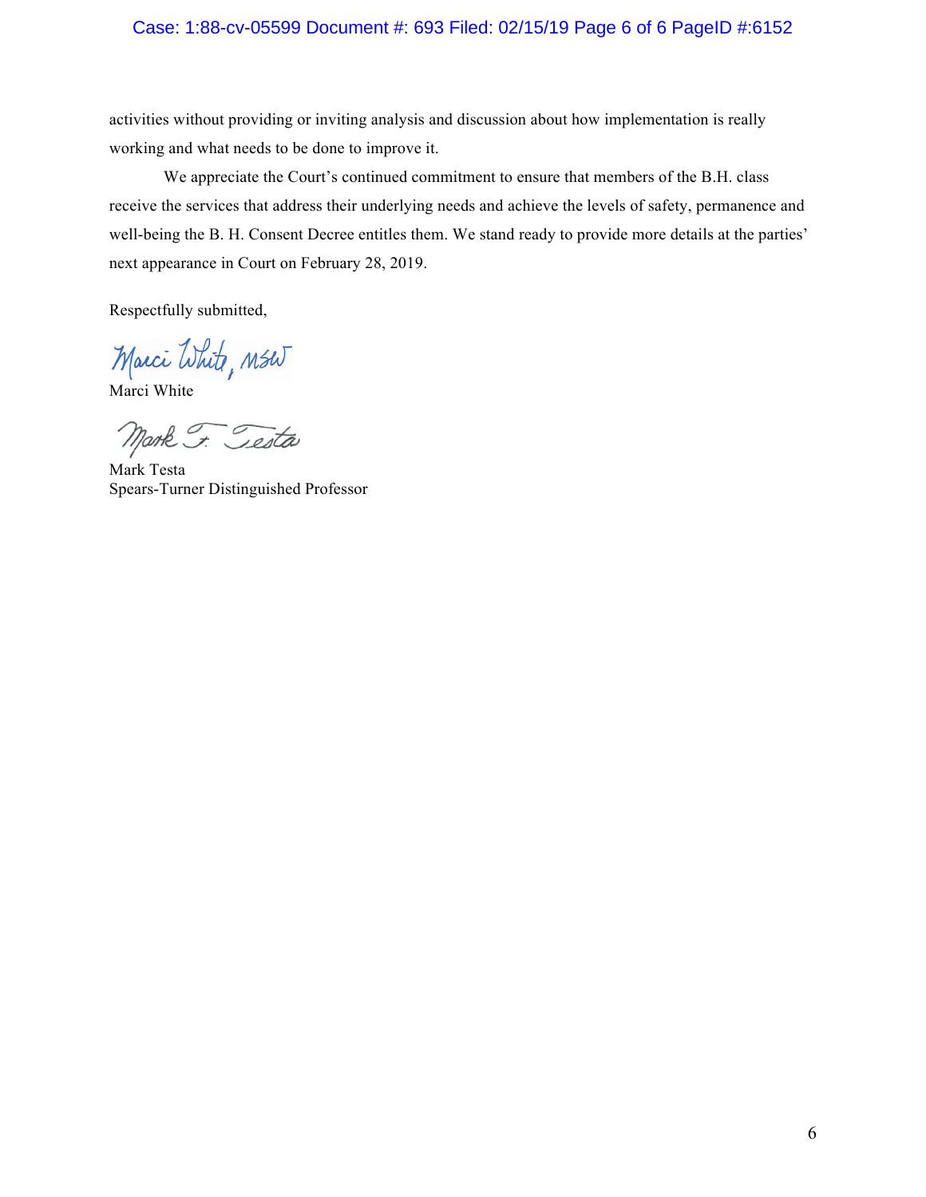activities without providing or inviting analysis and discussion about how implementation is really working and what needs to be done to improve it.

We appreciate the Court's continued commitment to ensure that members of the B.H. class receive the services that address their underlying needs and achieve the levels of safety, permanence and well-being the B. H. Consent Decree entitles them. We stand ready to provide more details at the parties' next appearance in Court on February 28, 2019.

Respectfully submitted,

Marci White, MSW

Marci White

Mark F. Testa

Mark Testa
Spears-Turner Distinguished Professor